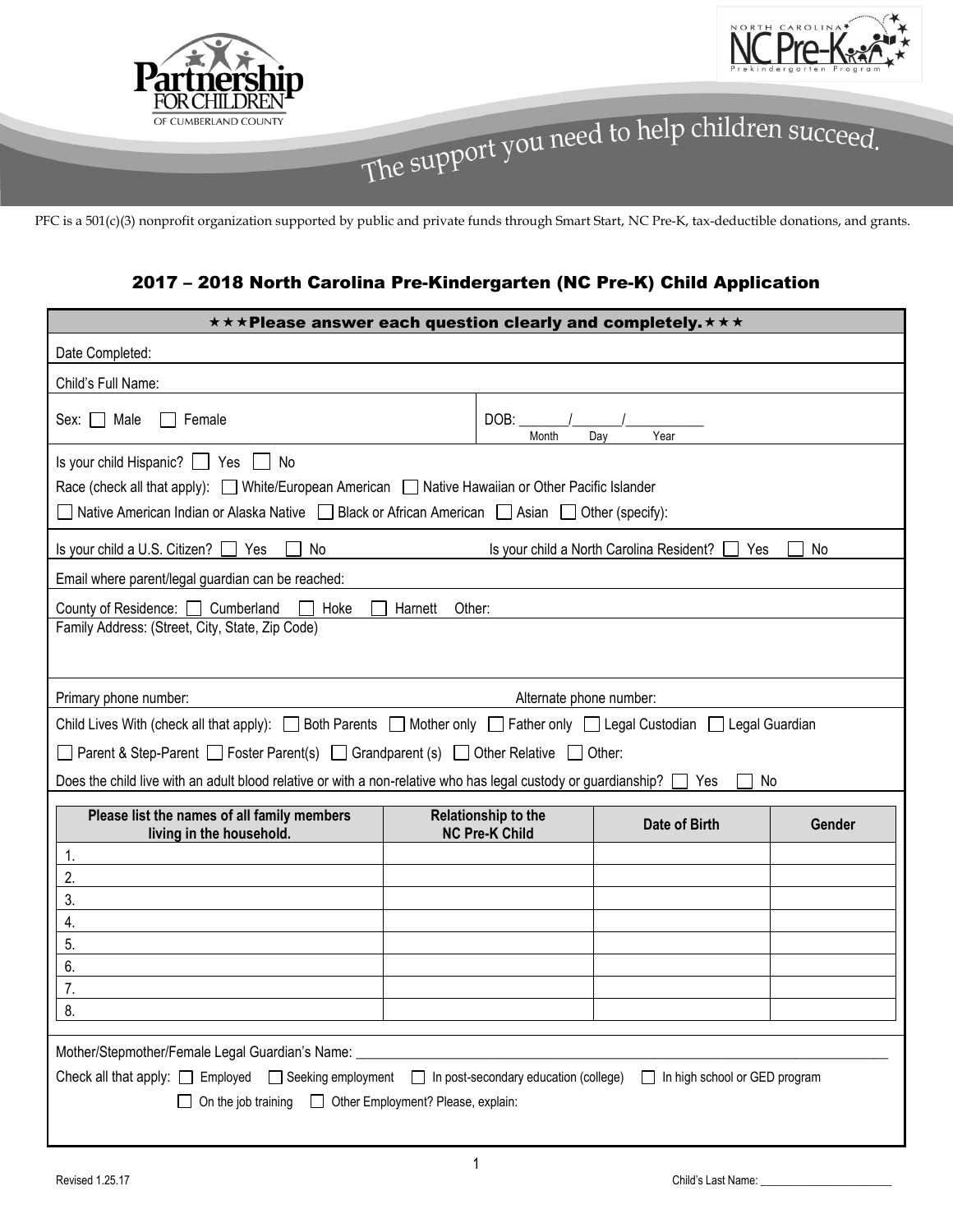The support you need to help children succeed.

PFC is a 501(c)(3) nonprofit organization supported by public and private funds through Smart Start, NC Pre-K, tax-deductible donations, and grants.

## 2017 – 2018 North Carolina Pre-Kindergarten (NC Pre-K) Child Application

★★★Please answer each question clearly and completely.★★★

Date Completed:

Child's Full Name:

Sex: ☐ Male ☐ Female

DOB: _______/_______/___________ (Month / Day / Year)

Is your child Hispanic? ☐ Yes ☐ No

Race (check all that apply): ☐ White/European American ☐ Native Hawaiian or Other Pacific Islander

☐ Native American Indian or Alaska Native ☐ Black or African American ☐ Asian ☐ Other (specify):

Is your child a U.S. Citizen? ☐ Yes ☐ No

Is your child a North Carolina Resident? ☐ Yes ☐ No

Email where parent/legal guardian can be reached:

County of Residence: ☐ Cumberland ☐ Hoke ☐ Harnett Other:

Family Address: (Street, City, State, Zip Code)

Primary phone number:

Alternate phone number:

Child Lives With (check all that apply): ☐ Both Parents ☐ Mother only ☐ Father only ☐ Legal Custodian ☐ Legal Guardian

☐ Parent & Step-Parent ☐ Foster Parent(s) ☐ Grandparent (s) ☐ Other Relative ☐ Other:

Does the child live with an adult blood relative or with a non-relative who has legal custody or guardianship? ☐ Yes ☐ No

| Please list the names of all family members living in the household. | Relationship to the NC Pre-K Child | Date of Birth | Gender |
|---|---|---|---|
| 1. | | | |
| 2. | | | |
| 3. | | | |
| 4. | | | |
| 5. | | | |
| 6. | | | |
| 7. | | | |
| 8. | | | |

Mother/Stepmother/Female Legal Guardian's Name: ___________________________________________

Check all that apply: ☐ Employed ☐ Seeking employment ☐ In post-secondary education (college) ☐ In high school or GED program

☐ On the job training ☐ Other Employment? Please, explain:

Revised 1.25.17

Child's Last Name: ________________________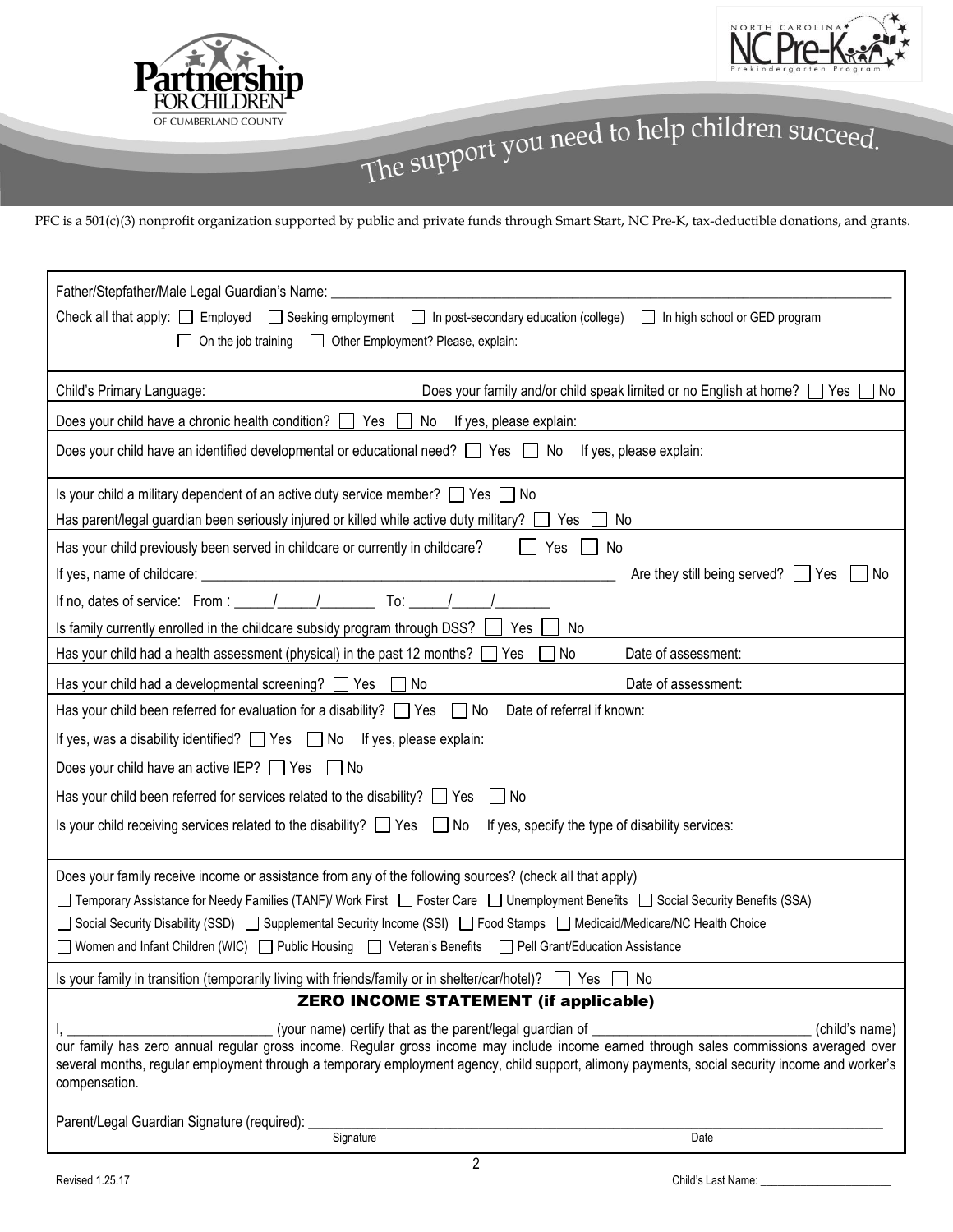The support you need to help children succeed.

PFC is a 501(c)(3) nonprofit organization supported by public and private funds through Smart Start, NC Pre-K, tax-deductible donations, and grants.

Father/Stepfather/Male Legal Guardian's Name: ______________________________

Check all that apply: ☐ Employed ☐ Seeking employment ☐ In post-secondary education (college) ☐ In high school or GED program ☐ On the job training ☐ Other Employment? Please, explain:

Child's Primary Language: Does your family and/or child speak limited or no English at home? ☐ Yes ☐ No

Does your child have a chronic health condition? ☐ Yes ☐ No If yes, please explain:

Does your child have an identified developmental or educational need? ☐ Yes ☐ No If yes, please explain:

Is your child a military dependent of an active duty service member? ☐ Yes ☐ No

Has parent/legal guardian been seriously injured or killed while active duty military? ☐ Yes ☐ No

Has your child previously been served in childcare or currently in childcare? ☐ Yes ☐ No

If yes, name of childcare: ______________________________ Are they still being served? ☐ Yes ☐ No

If no, dates of service: From : _____/_____/_______ To: _____/_____/_______

Is family currently enrolled in the childcare subsidy program through DSS? ☐ Yes ☐ No

Has your child had a health assessment (physical) in the past 12 months? ☐ Yes ☐ No Date of assessment:

Has your child had a developmental screening? ☐ Yes ☐ No Date of assessment:

Has your child been referred for evaluation for a disability? ☐ Yes ☐ No Date of referral if known:

If yes, was a disability identified? ☐ Yes ☐ No If yes, please explain:

Does your child have an active IEP? ☐ Yes ☐ No

Has your child been referred for services related to the disability? ☐ Yes ☐ No

Is your child receiving services related to the disability? ☐ Yes ☐ No If yes, specify the type of disability services:

Does your family receive income or assistance from any of the following sources? (check all that apply)

☐ Temporary Assistance for Needy Families (TANF)/ Work First ☐ Foster Care ☐ Unemployment Benefits ☐ Social Security Benefits (SSA)
☐ Social Security Disability (SSD) ☐ Supplemental Security Income (SSI) ☐ Food Stamps ☐ Medicaid/Medicare/NC Health Choice
☐ Women and Infant Children (WIC) ☐ Public Housing ☐ Veteran's Benefits ☐ Pell Grant/Education Assistance

Is your family in transition (temporarily living with friends/family or in shelter/car/hotel)? ☐ Yes ☐ No

## ZERO INCOME STATEMENT (if applicable)

I, ____________________________ (your name) certify that as the parent/legal guardian of ______________________________ (child's name) our family has zero annual regular gross income. Regular gross income may include income earned through sales commissions averaged over several months, regular employment through a temporary employment agency, child support, alimony payments, social security income and worker's compensation.

Parent/Legal Guardian Signature (required): ____________________________________________

Signature Date

Revised 1.25.17

Child's Last Name: ______________________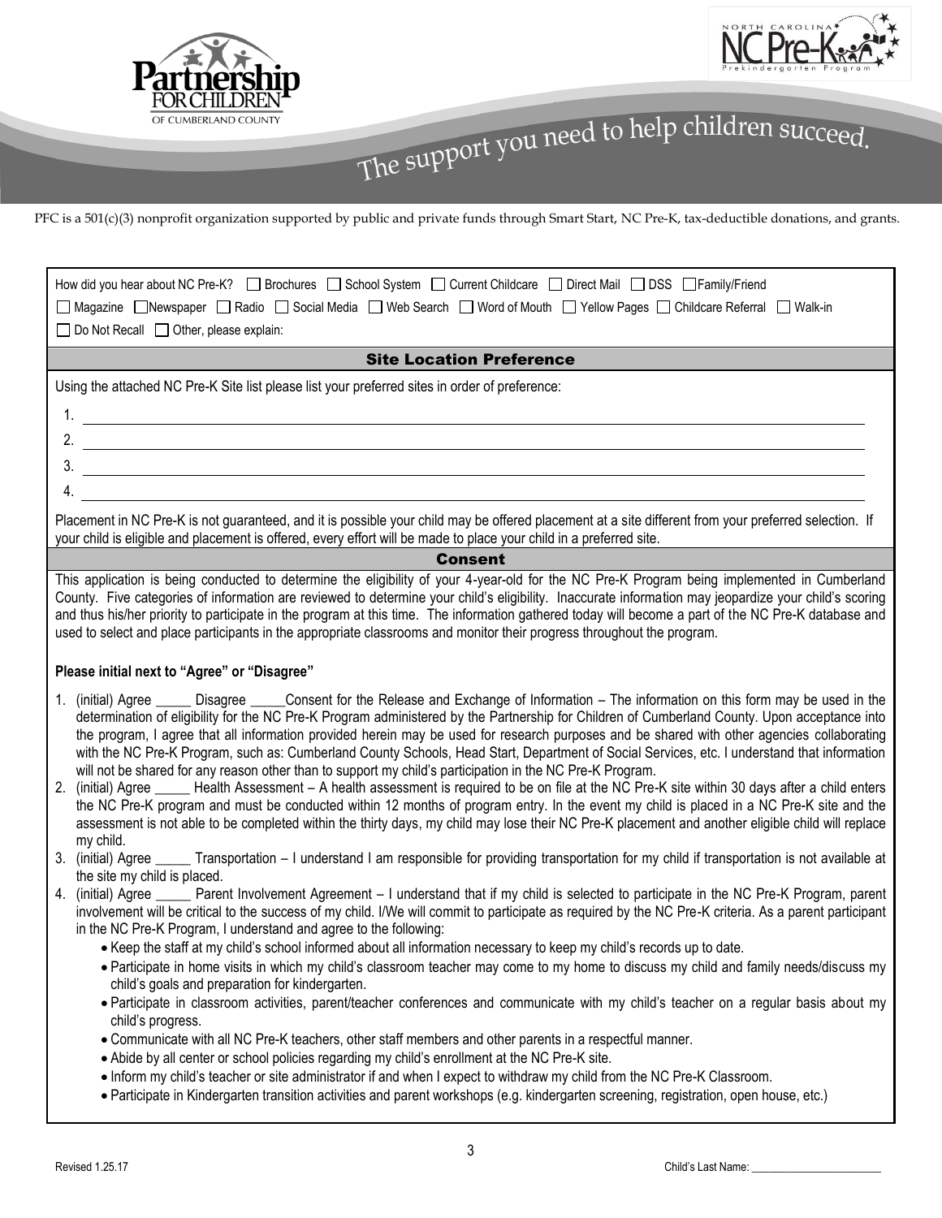The support you need to help children succeed.

PFC is a 501(c)(3) nonprofit organization supported by public and private funds through Smart Start, NC Pre-K, tax-deductible donations, and grants.

How did you hear about NC Pre-K? ☐ Brochures ☐ School System ☐ Current Childcare ☐ Direct Mail ☐ DSS ☐ Family/Friend ☐ Magazine ☐ Newspaper ☐ Radio ☐ Social Media ☐ Web Search ☐ Word of Mouth ☐ Yellow Pages ☐ Childcare Referral ☐ Walk-in ☐ Do Not Recall ☐ Other, please explain:

## Site Location Preference

Using the attached NC Pre-K Site list please list your preferred sites in order of preference:

1. ______________________________
2. ______________________________
3. ______________________________
4. ______________________________

Placement in NC Pre-K is not guaranteed, and it is possible your child may be offered placement at a site different from your preferred selection. If your child is eligible and placement is offered, every effort will be made to place your child in a preferred site.

## Consent

This application is being conducted to determine the eligibility of your 4-year-old for the NC Pre-K Program being implemented in Cumberland County. Five categories of information are reviewed to determine your child's eligibility. Inaccurate information may jeopardize your child's scoring and thus his/her priority to participate in the program at this time. The information gathered today will become a part of the NC Pre-K database and used to select and place participants in the appropriate classrooms and monitor their progress throughout the program.

**Please initial next to "Agree" or "Disagree"**

1. (initial) Agree _____ Disagree _____Consent for the Release and Exchange of Information – The information on this form may be used in the determination of eligibility for the NC Pre-K Program administered by the Partnership for Children of Cumberland County. Upon acceptance into the program, I agree that all information provided herein may be used for research purposes and be shared with other agencies collaborating with the NC Pre-K Program, such as: Cumberland County Schools, Head Start, Department of Social Services, etc. I understand that information will not be shared for any reason other than to support my child's participation in the NC Pre-K Program.
2. (initial) Agree _____ Health Assessment – A health assessment is required to be on file at the NC Pre-K site within 30 days after a child enters the NC Pre-K program and must be conducted within 12 months of program entry. In the event my child is placed in a NC Pre-K site and the assessment is not able to be completed within the thirty days, my child may lose their NC Pre-K placement and another eligible child will replace my child.
3. (initial) Agree _____ Transportation – I understand I am responsible for providing transportation for my child if transportation is not available at the site my child is placed.
4. (initial) Agree _____ Parent Involvement Agreement – I understand that if my child is selected to participate in the NC Pre-K Program, parent involvement will be critical to the success of my child. I/We will commit to participate as required by the NC Pre-K criteria. As a parent participant in the NC Pre-K Program, I understand and agree to the following:
   - Keep the staff at my child's school informed about all information necessary to keep my child's records up to date.
   - Participate in home visits in which my child's classroom teacher may come to my home to discuss my child and family needs/discuss my child's goals and preparation for kindergarten.
   - Participate in classroom activities, parent/teacher conferences and communicate with my child's teacher on a regular basis about my child's progress.
   - Communicate with all NC Pre-K teachers, other staff members and other parents in a respectful manner.
   - Abide by all center or school policies regarding my child's enrollment at the NC Pre-K site.
   - Inform my child's teacher or site administrator if and when I expect to withdraw my child from the NC Pre-K Classroom.
   - Participate in Kindergarten transition activities and parent workshops (e.g. kindergarten screening, registration, open house, etc.)

Revised 1.25.17

Child's Last Name: ______________________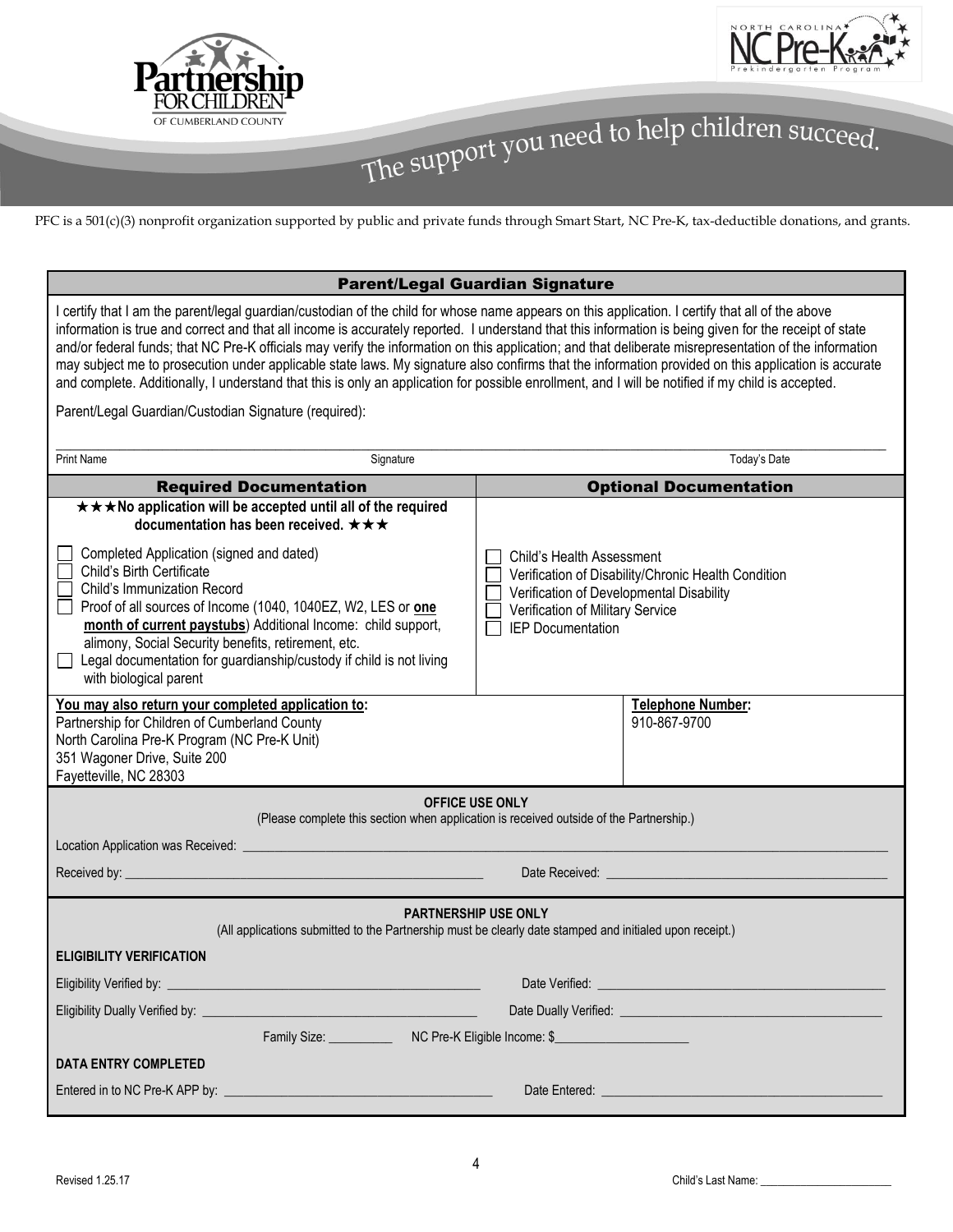PFC is a 501(c)(3) nonprofit organization supported by public and private funds through Smart Start, NC Pre-K, tax-deductible donations, and grants.

## Parent/Legal Guardian Signature

I certify that I am the parent/legal guardian/custodian of the child for whose name appears on this application. I certify that all of the above information is true and correct and that all income is accurately reported. I understand that this information is being given for the receipt of state and/or federal funds; that NC Pre-K officials may verify the information on this application; and that deliberate misrepresentation of the information may subject me to prosecution under applicable state laws. My signature also confirms that the information provided on this application is accurate and complete. Additionally, I understand that this is only an application for possible enrollment, and I will be notified if my child is accepted.

Parent/Legal Guardian/Custodian Signature (required):

______________________________________________________________________________

Print Name Signature Today's Date

| Required Documentation | Optional Documentation |
|---|---|
| ★★★**No application will be accepted until all of the required documentation has been received.** ★★★<br><br>☐ Completed Application (signed and dated)<br>☐ Child's Birth Certificate<br>☐ Child's Immunization Record<br>☐ Proof of all sources of Income (1040, 1040EZ, W2, LES or **one month of current paystubs**) Additional Income: child support, alimony, Social Security benefits, retirement, etc.<br>☐ Legal documentation for guardianship/custody if child is not living with biological parent | ☐ Child's Health Assessment<br>☐ Verification of Disability/Chronic Health Condition<br>☐ Verification of Developmental Disability<br>☐ Verification of Military Service<br>☐ IEP Documentation |

| | |
|---|---|
| **You may also return your completed application to:**<br>Partnership for Children of Cumberland County<br>North Carolina Pre-K Program (NC Pre-K Unit)<br>351 Wagoner Drive, Suite 200<br>Fayetteville, NC 28303 | **Telephone Number:**<br>910-867-9700 |

### OFFICE USE ONLY

(Please complete this section when application is received outside of the Partnership.)

Location Application was Received: ______________________________

Received by: ______________________________ Date Received: ______________________________

### PARTNERSHIP USE ONLY

(All applications submitted to the Partnership must be clearly date stamped and initialed upon receipt.)

**ELIGIBILITY VERIFICATION**

Eligibility Verified by: ______________________________ Date Verified: ______________________________

Eligibility Dually Verified by: ______________________________ Date Dually Verified: ______________________________

Family Size: __________ NC Pre-K Eligible Income: $____________________

**DATA ENTRY COMPLETED**

Entered in to NC Pre-K APP by: ______________________________ Date Entered: ______________________________

Revised 1.25.17

Child's Last Name: ______________________